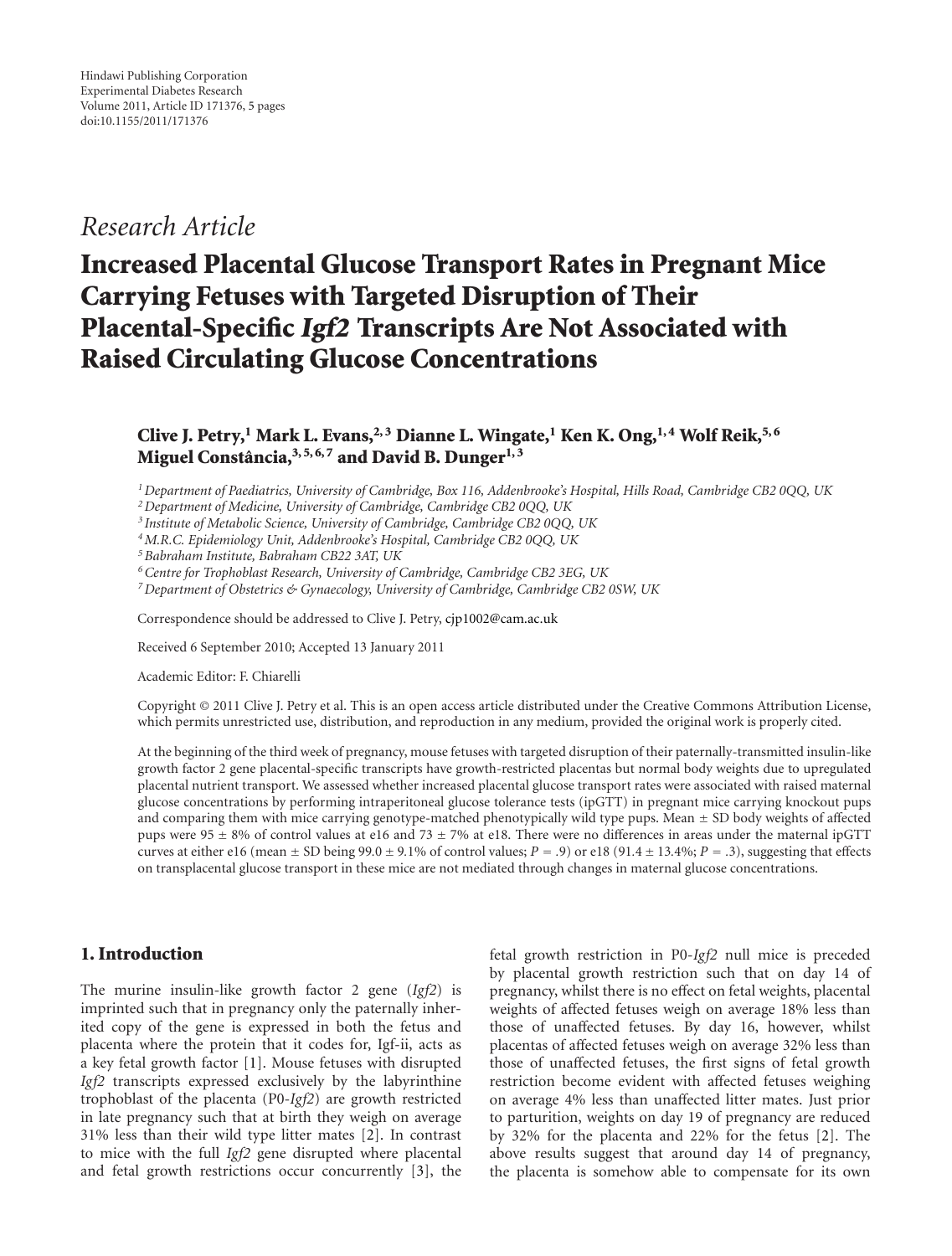Research Article

# Increased Placental Glucose Transport Rates in Pregnant Mice Carrying Fetuses with Targeted Disruption of Their Placental-Specific *Igf2* Transcripts Are Not Associated with Raised Circulating Glucose Concentrations

**Clive J. Petry,[1] Mark L. Evans,[2,3] Dianne L. Wingate,[1] Ken K. Ong,[1,4] Wolf Reik,[5,6] Miguel Constância,[3,5,6,7] and David B. Dunger[1,3]**

[1] *Department of Paediatrics, University of Cambridge, Box 116, Addenbrooke's Hospital, Hills Road, Cambridge CB2 0QQ, UK*
[2] *Department of Medicine, University of Cambridge, Cambridge CB2 0QQ, UK*
[3] *Institute of Metabolic Science, University of Cambridge, Cambridge CB2 0QQ, UK*
[4] *M.R.C. Epidemiology Unit, Addenbrooke's Hospital, Cambridge CB2 0QQ, UK*
[5] *Babraham Institute, Babraham CB22 3AT, UK*
[6] *Centre for Trophoblast Research, University of Cambridge, Cambridge CB2 3EG, UK*
[7] *Department of Obstetrics & Gynaecology, University of Cambridge, Cambridge CB2 0SW, UK*

Correspondence should be addressed to Clive J. Petry, cjp1002@cam.ac.uk

Received 6 September 2010; Accepted 13 January 2011

Academic Editor: F. Chiarelli

Copyright © 2011 Clive J. Petry et al. This is an open access article distributed under the Creative Commons Attribution License, which permits unrestricted use, distribution, and reproduction in any medium, provided the original work is properly cited.

At the beginning of the third week of pregnancy, mouse fetuses with targeted disruption of their paternally-transmitted insulin-like growth factor 2 gene placental-specific transcripts have growth-restricted placentas but normal body weights due to upregulated placental nutrient transport. We assessed whether increased placental glucose transport rates were associated with raised maternal glucose concentrations by performing intraperitoneal glucose tolerance tests (ipGTT) in pregnant mice carrying knockout pups and comparing them with mice carrying genotype-matched phenotypically wild type pups. Mean ± SD body weights of affected pups were 95 ± 8% of control values at e16 and 73 ± 7% at e18. There were no differences in areas under the maternal ipGTT curves at either e16 (mean ± SD being 99.0 ± 9.1% of control values; $P = .9$) or e18 (91.4 ± 13.4%; $P = .3$), suggesting that effects on transplacental glucose transport in these mice are not mediated through changes in maternal glucose concentrations.

## 1. Introduction

The murine insulin-like growth factor 2 gene (*Igf2*) is imprinted such that in pregnancy only the paternally inherited copy of the gene is expressed in both the fetus and placenta where the protein that it codes for, Igf-ii, acts as a key fetal growth factor [1]. Mouse fetuses with disrupted *Igf2* transcripts expressed exclusively by the labyrinthine trophoblast of the placenta (P0-*Igf2*) are growth restricted in late pregnancy such that at birth they weigh on average 31% less than their wild type litter mates [2]. In contrast to mice with the full *Igf2* gene disrupted where placental and fetal growth restrictions occur concurrently [3], the fetal growth restriction in P0-*Igf2* null mice is preceded by placental growth restriction such that on day 14 of pregnancy, whilst there is no effect on fetal weights, placental weights of affected fetuses weigh on average 18% less than those of unaffected fetuses. By day 16, however, whilst placentas of affected fetuses weigh on average 32% less than those of unaffected fetuses, the first signs of fetal growth restriction become evident with affected fetuses weighing on average 4% less than unaffected litter mates. Just prior to parturition, weights on day 19 of pregnancy are reduced by 32% for the placenta and 22% for the fetus [2]. The above results suggest that around day 14 of pregnancy, the placenta is somehow able to compensate for its own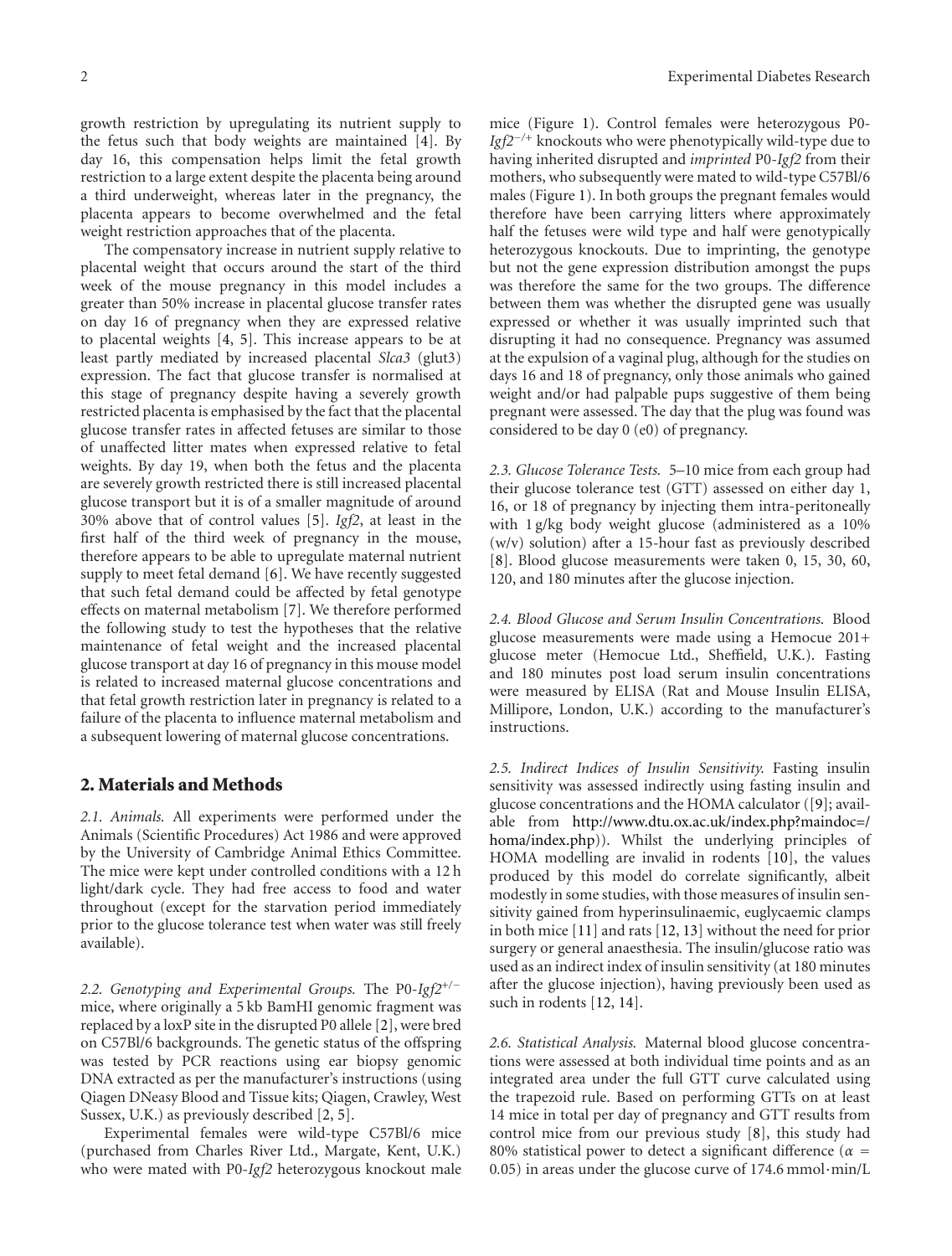growth restriction by upregulating its nutrient supply to the fetus such that body weights are maintained [4]. By day 16, this compensation helps limit the fetal growth restriction to a large extent despite the placenta being around a third underweight, whereas later in the pregnancy, the placenta appears to become overwhelmed and the fetal weight restriction approaches that of the placenta.

The compensatory increase in nutrient supply relative to placental weight that occurs around the start of the third week of the mouse pregnancy in this model includes a greater than 50% increase in placental glucose transfer rates on day 16 of pregnancy when they are expressed relative to placental weights [4, 5]. This increase appears to be at least partly mediated by increased placental *Slca3* (glut3) expression. The fact that glucose transfer is normalised at this stage of pregnancy despite having a severely growth restricted placenta is emphasised by the fact that the placental glucose transfer rates in affected fetuses are similar to those of unaffected litter mates when expressed relative to fetal weights. By day 19, when both the fetus and the placenta are severely growth restricted there is still increased placental glucose transport but it is of a smaller magnitude of around 30% above that of control values [5]. *Igf2*, at least in the first half of the third week of pregnancy in the mouse, therefore appears to be able to upregulate maternal nutrient supply to meet fetal demand [6]. We have recently suggested that such fetal demand could be affected by fetal genotype effects on maternal metabolism [7]. We therefore performed the following study to test the hypotheses that the relative maintenance of fetal weight and the increased placental glucose transport at day 16 of pregnancy in this mouse model is related to increased maternal glucose concentrations and that fetal growth restriction later in pregnancy is related to a failure of the placenta to influence maternal metabolism and a subsequent lowering of maternal glucose concentrations.

## 2. Materials and Methods

*2.1. Animals.* All experiments were performed under the Animals (Scientific Procedures) Act 1986 and were approved by the University of Cambridge Animal Ethics Committee. The mice were kept under controlled conditions with a 12 h light/dark cycle. They had free access to food and water throughout (except for the starvation period immediately prior to the glucose tolerance test when water was still freely available).

*2.2. Genotyping and Experimental Groups.* The P0-*Igf2*$^{+/-}$ mice, where originally a 5 kb BamHI genomic fragment was replaced by a loxP site in the disrupted P0 allele [2], were bred on C57Bl/6 backgrounds. The genetic status of the offspring was tested by PCR reactions using ear biopsy genomic DNA extracted as per the manufacturer's instructions (using Qiagen DNeasy Blood and Tissue kits; Qiagen, Crawley, West Sussex, U.K.) as previously described [2, 5].

Experimental females were wild-type C57Bl/6 mice (purchased from Charles River Ltd., Margate, Kent, U.K.) who were mated with P0-*Igf2* heterozygous knockout male mice (Figure 1). Control females were heterozygous P0-*Igf2*$^{-/+}$ knockouts who were phenotypically wild-type due to having inherited disrupted and *imprinted* P0-*Igf2* from their mothers, who subsequently were mated to wild-type C57Bl/6 males (Figure 1). In both groups the pregnant females would therefore have been carrying litters where approximately half the fetuses were wild type and half were genotypically heterozygous knockouts. Due to imprinting, the genotype but not the gene expression distribution amongst the pups was therefore the same for the two groups. The difference between them was whether the disrupted gene was usually expressed or whether it was usually imprinted such that disrupting it had no consequence. Pregnancy was assumed at the expulsion of a vaginal plug, although for the studies on days 16 and 18 of pregnancy, only those animals who gained weight and/or had palpable pups suggestive of them being pregnant were assessed. The day that the plug was found was considered to be day 0 (e0) of pregnancy.

*2.3. Glucose Tolerance Tests.* 5–10 mice from each group had their glucose tolerance test (GTT) assessed on either day 1, 16, or 18 of pregnancy by injecting them intra-peritoneally with 1 g/kg body weight glucose (administered as a 10% (w/v) solution) after a 15-hour fast as previously described [8]. Blood glucose measurements were taken 0, 15, 30, 60, 120, and 180 minutes after the glucose injection.

*2.4. Blood Glucose and Serum Insulin Concentrations.* Blood glucose measurements were made using a Hemocue 201+ glucose meter (Hemocue Ltd., Sheffield, U.K.). Fasting and 180 minutes post load serum insulin concentrations were measured by ELISA (Rat and Mouse Insulin ELISA, Millipore, London, U.K.) according to the manufacturer's instructions.

*2.5. Indirect Indices of Insulin Sensitivity.* Fasting insulin sensitivity was assessed indirectly using fasting insulin and glucose concentrations and the HOMA calculator ([9]; available from http://www.dtu.ox.ac.uk/index.php?maindoc=/homa/index.php)). Whilst the underlying principles of HOMA modelling are invalid in rodents [10], the values produced by this model do correlate significantly, albeit modestly in some studies, with those measures of insulin sensitivity gained from hyperinsulinaemic, euglycaemic clamps in both mice [11] and rats [12, 13] without the need for prior surgery or general anaesthesia. The insulin/glucose ratio was used as an indirect index of insulin sensitivity (at 180 minutes after the glucose injection), having previously been used as such in rodents [12, 14].

*2.6. Statistical Analysis.* Maternal blood glucose concentrations were assessed at both individual time points and as an integrated area under the full GTT curve calculated using the trapezoid rule. Based on performing GTTs on at least 14 mice in total per day of pregnancy and GTT results from control mice from our previous study [8], this study had 80% statistical power to detect a significant difference ($\alpha$ = 0.05) in areas under the glucose curve of 174.6 mmol·min/L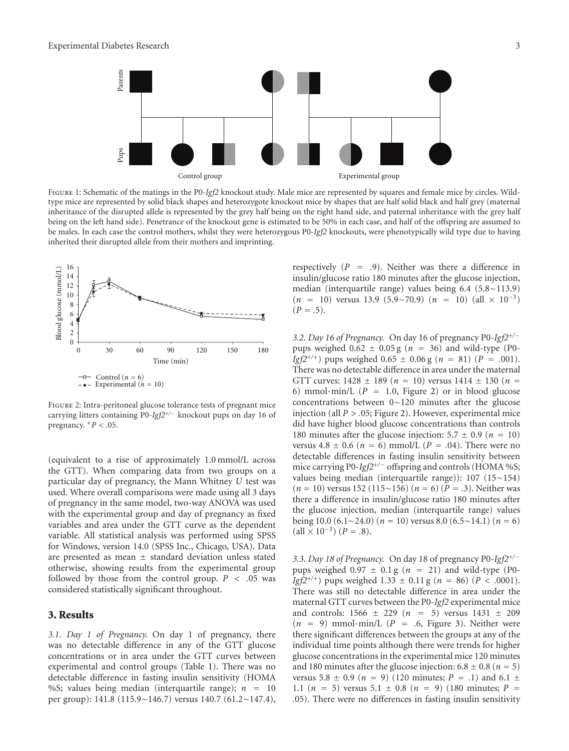Figure 1: Schematic of the matings in the P0-*Igf2* knockout study. Male mice are represented by squares and female mice by circles. Wild-type mice are represented by solid black shapes and heterozygote knockout mice by shapes that are half solid black and half grey (maternal inheritance of the disrupted allele is represented by the grey half being on the right hand side, and paternal inheritance with the grey half being on the left hand side). Penetrance of the knockout gene is estimated to be 50% in each case, and half of the offspring are assumed to be males. In each case the control mothers, whilst they were heterozygous P0-*Igf2* knockouts, were phenotypically wild type due to having inherited their disrupted allele from their mothers and imprinting.

Figure 2: Intra-peritoneal glucose tolerance tests of pregnant mice carrying litters containing P0-$Igf2^{+/-}$ knockout pups on day 16 of pregnancy. $^{*}P < .05$.

(equivalent to a rise of approximately 1.0 mmol/L across the GTT). When comparing data from two groups on a particular day of pregnancy, the Mann Whitney *U* test was used. Where overall comparisons were made using all 3 days of pregnancy in the same model, two-way ANOVA was used with the experimental group and day of pregnancy as fixed variables and area under the GTT curve as the dependent variable. All statistical analysis was performed using SPSS for Windows, version 14.0 (SPSS Inc., Chicago, USA). Data are presented as mean ± standard deviation unless stated otherwise, showing results from the experimental group followed by those from the control group. $P < .05$ was considered statistically significant throughout.

## 3. Results

*3.1. Day 1 of Pregnancy.* On day 1 of pregnancy, there was no detectable difference in any of the GTT glucose concentrations or in area under the GTT curves between experimental and control groups (Table 1). There was no detectable difference in fasting insulin sensitivity (HOMA %S; values being median (interquartile range); $n = 10$ per group): 141.8 (115.9∼146.7) versus 140.7 (61.2∼147.4), respectively ($P = .9$). Neither was there a difference in insulin/glucose ratio 180 minutes after the glucose injection, median (interquartile range) values being 6.4 (5.8∼113.9) ($n = 10$) versus 13.9 (5.9∼70.9) ($n = 10$) (all $\times 10^{-3}$) ($P = .5$).

*3.2. Day 16 of Pregnancy.* On day 16 of pregnancy P0-$Igf2^{+/-}$ pups weighed 0.62 ± 0.05 g ($n = 36$) and wild-type (P0-$Igf2^{+/+}$) pups weighed 0.65 ± 0.06 g ($n = 81$) ($P = .001$). There was no detectable difference in area under the maternal GTT curves: 1428 ± 189 ($n = 10$) versus 1414 ± 130 ($n = 6$) mmol·min/L ($P = 1.0$, Figure 2) or in blood glucose concentrations between 0∼120 minutes after the glucose injection (all $P > .05$; Figure 2). However, experimental mice did have higher blood glucose concentrations than controls 180 minutes after the glucose injection: 5.7 ± 0.9 ($n = 10$) versus 4.8 ± 0.6 ($n = 6$) mmol/L ($P = .04$). There were no detectable differences in fasting insulin sensitivity between mice carrying P0-$Igf2^{+/-}$ offspring and controls (HOMA %S; values being median (interquartile range)): 107 (15∼154) ($n = 10$) versus 152 (115∼156) ($n = 6$) ($P = .3$). Neither was there a difference in insulin/glucose ratio 180 minutes after the glucose injection, median (interquartile range) values being 10.0 (6.1∼24.0) ($n = 10$) versus 8.0 (6.5∼14.1) ($n = 6$) (all $\times 10^{-3}$) ($P = .8$).

*3.3. Day 18 of Pregnancy.* On day 18 of pregnancy P0-$Igf2^{+/-}$ pups weighed 0.97 ± 0.1 g ($n = 21$) and wild-type (P0-$Igf2^{+/+}$) pups weighed 1.33 ± 0.11 g ($n = 86$) ($P < .0001$). There was still no detectable difference in area under the maternal GTT curves between the P0-*Igf2* experimental mice and controls: 1566 ± 229 ($n = 5$) versus 1431 ± 209 ($n = 9$) mmol·min/L ($P = .6$, Figure 3). Neither were there significant differences between the groups at any of the individual time points although there were trends for higher glucose concentrations in the experimental mice 120 minutes and 180 minutes after the glucose injection: 6.8 ± 0.8 ($n = 5$) versus 5.8 ± 0.9 ($n = 9$) (120 minutes; $P = .1$) and 6.1 ± 1.1 ($n = 5$) versus 5.1 ± 0.8 ($n = 9$) (180 minutes; $P = .05$). There were no differences in fasting insulin sensitivity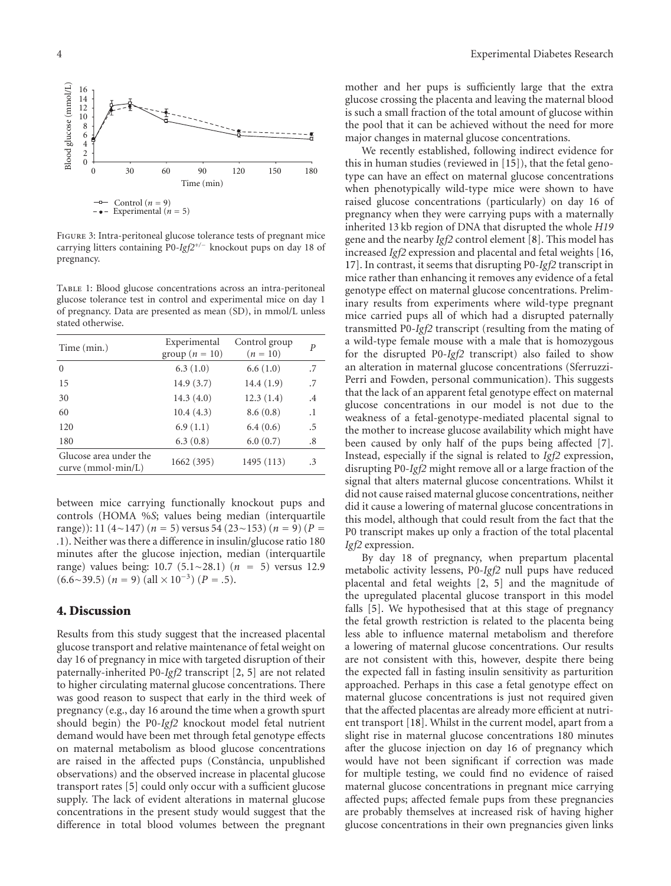Figure 3: Intra-peritoneal glucose tolerance tests of pregnant mice carrying litters containing P0-*Igf2*$^{+/-}$ knockout pups on day 18 of pregnancy.

Table 1: Blood glucose concentrations across an intra-peritoneal glucose tolerance test in control and experimental mice on day 1 of pregnancy. Data are presented as mean (SD), in mmol/L unless stated otherwise.

| Time (min.) | Experimental group ($n = 10$) | Control group ($n = 10$) | $P$ |
|---|---|---|---|
| 0 | 6.3 (1.0) | 6.6 (1.0) | .7 |
| 15 | 14.9 (3.7) | 14.4 (1.9) | .7 |
| 30 | 14.3 (4.0) | 12.3 (1.4) | .4 |
| 60 | 10.4 (4.3) | 8.6 (0.8) | .1 |
| 120 | 6.9 (1.1) | 6.4 (0.6) | .5 |
| 180 | 6.3 (0.8) | 6.0 (0.7) | .8 |
| Glucose area under the curve (mmol·min/L) | 1662 (395) | 1495 (113) | .3 |

between mice carrying functionally knockout pups and controls (HOMA %*S*; values being median (interquartile range)): 11 (4∼147) ($n = 5$) versus 54 (23∼153) ($n = 9$) ($P = .1$). Neither was there a difference in insulin/glucose ratio 180 minutes after the glucose injection, median (interquartile range) values being: 10.7 (5.1∼28.1) ($n = 5$) versus 12.9 (6.6∼39.5) ($n = 9$) (all $\times 10^{-3}$) ($P = .5$).

## 4. Discussion

Results from this study suggest that the increased placental glucose transport and relative maintenance of fetal weight on day 16 of pregnancy in mice with targeted disruption of their paternally-inherited P0-*Igf2* transcript [2, 5] are not related to higher circulating maternal glucose concentrations. There was good reason to suspect that early in the third week of pregnancy (e.g., day 16 around the time when a growth spurt should begin) the P0-*Igf2* knockout model fetal nutrient demand would have been met through fetal genotype effects on maternal metabolism as blood glucose concentrations are raised in the affected pups (Constância, unpublished observations) and the observed increase in placental glucose transport rates [5] could only occur with a sufficient glucose supply. The lack of evident alterations in maternal glucose concentrations in the present study would suggest that the difference in total blood volumes between the pregnant mother and her pups is sufficiently large that the extra glucose crossing the placenta and leaving the maternal blood is such a small fraction of the total amount of glucose within the pool that it can be achieved without the need for more major changes in maternal glucose concentrations.

We recently established, following indirect evidence for this in human studies (reviewed in [15]), that the fetal genotype can have an effect on maternal glucose concentrations when phenotypically wild-type mice were shown to have raised glucose concentrations (particularly) on day 16 of pregnancy when they were carrying pups with a maternally inherited 13 kb region of DNA that disrupted the whole *H19* gene and the nearby *Igf2* control element [8]. This model has increased *Igf2* expression and placental and fetal weights [16, 17]. In contrast, it seems that disrupting P0-*Igf2* transcript in mice rather than enhancing it removes any evidence of a fetal genotype effect on maternal glucose concentrations. Preliminary results from experiments where wild-type pregnant mice carried pups all of which had a disrupted paternally transmitted P0-*Igf2* transcript (resulting from the mating of a wild-type female mouse with a male that is homozygous for the disrupted P0-*Igf2* transcript) also failed to show an alteration in maternal glucose concentrations (Sferruzzi-Perri and Fowden, personal communication). This suggests that the lack of an apparent fetal genotype effect on maternal glucose concentrations in our model is not due to the weakness of a fetal-genotype-mediated placental signal to the mother to increase glucose availability which might have been caused by only half of the pups being affected [7]. Instead, especially if the signal is related to *Igf2* expression, disrupting P0-*Igf2* might remove all or a large fraction of the signal that alters maternal glucose concentrations. Whilst it did not cause raised maternal glucose concentrations, neither did it cause a lowering of maternal glucose concentrations in this model, although that could result from the fact that the P0 transcript makes up only a fraction of the total placental *Igf2* expression.

By day 18 of pregnancy, when prepartum placental metabolic activity lessens, P0-*Igf2* null pups have reduced placental and fetal weights [2, 5] and the magnitude of the upregulated placental glucose transport in this model falls [5]. We hypothesised that at this stage of pregnancy the fetal growth restriction is related to the placenta being less able to influence maternal metabolism and therefore a lowering of maternal glucose concentrations. Our results are not consistent with this, however, despite there being the expected fall in fasting insulin sensitivity as parturition approached. Perhaps in this case a fetal genotype effect on maternal glucose concentrations is just not required given that the affected placentas are already more efficient at nutrient transport [18]. Whilst in the current model, apart from a slight rise in maternal glucose concentrations 180 minutes after the glucose injection on day 16 of pregnancy which would have not been significant if correction was made for multiple testing, we could find no evidence of raised maternal glucose concentrations in pregnant mice carrying affected pups; affected female pups from these pregnancies are probably themselves at increased risk of having higher glucose concentrations in their own pregnancies given links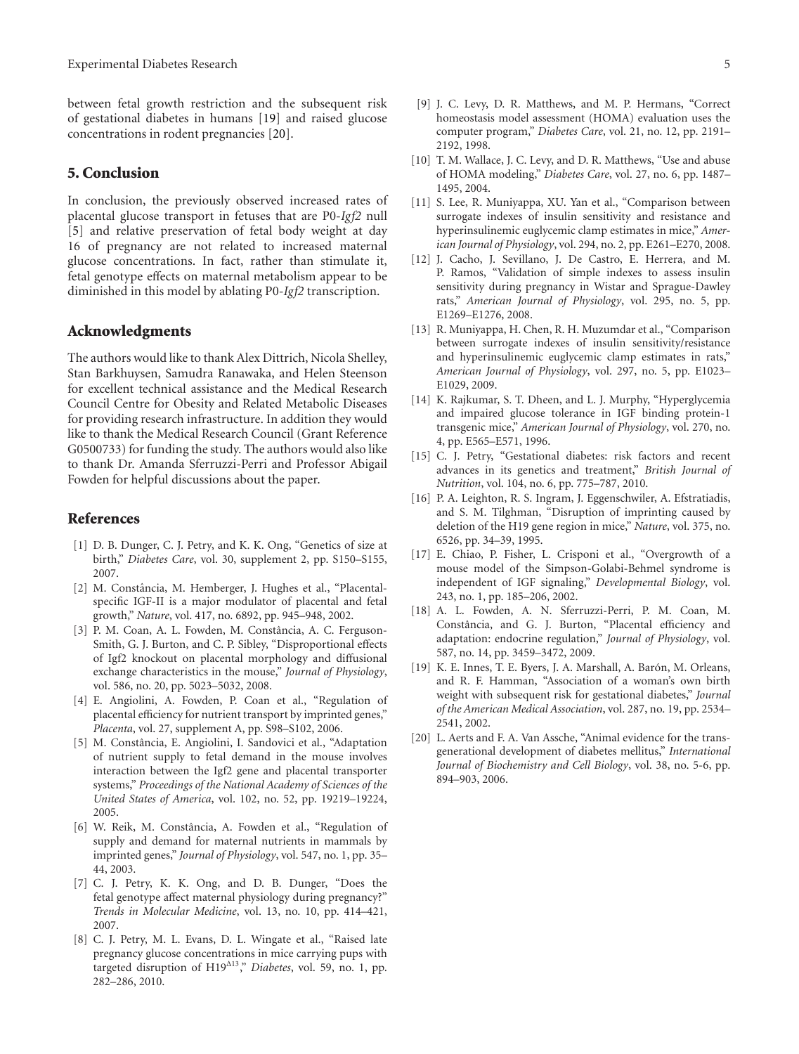between fetal growth restriction and the subsequent risk of gestational diabetes in humans [19] and raised glucose concentrations in rodent pregnancies [20].

## 5. Conclusion

In conclusion, the previously observed increased rates of placental glucose transport in fetuses that are P0-*Igf2* null [5] and relative preservation of fetal body weight at day 16 of pregnancy are not related to increased maternal glucose concentrations. In fact, rather than stimulate it, fetal genotype effects on maternal metabolism appear to be diminished in this model by ablating P0-*Igf2* transcription.

## Acknowledgments

The authors would like to thank Alex Dittrich, Nicola Shelley, Stan Barkhuysen, Samudra Ranawaka, and Helen Steenson for excellent technical assistance and the Medical Research Council Centre for Obesity and Related Metabolic Diseases for providing research infrastructure. In addition they would like to thank the Medical Research Council (Grant Reference G0500733) for funding the study. The authors would also like to thank Dr. Amanda Sferruzzi-Perri and Professor Abigail Fowden for helpful discussions about the paper.

## References

[1] D. B. Dunger, C. J. Petry, and K. K. Ong, "Genetics of size at birth," *Diabetes Care*, vol. 30, supplement 2, pp. S150–S155, 2007.

[2] M. Constância, M. Hemberger, J. Hughes et al., "Placental-specific IGF-II is a major modulator of placental and fetal growth," *Nature*, vol. 417, no. 6892, pp. 945–948, 2002.

[3] P. M. Coan, A. L. Fowden, M. Constância, A. C. Ferguson-Smith, G. J. Burton, and C. P. Sibley, "Disproportional effects of Igf2 knockout on placental morphology and diffusional exchange characteristics in the mouse," *Journal of Physiology*, vol. 586, no. 20, pp. 5023–5032, 2008.

[4] E. Angiolini, A. Fowden, P. Coan et al., "Regulation of placental efficiency for nutrient transport by imprinted genes," *Placenta*, vol. 27, supplement A, pp. S98–S102, 2006.

[5] M. Constância, E. Angiolini, I. Sandovici et al., "Adaptation of nutrient supply to fetal demand in the mouse involves interaction between the Igf2 gene and placental transporter systems," *Proceedings of the National Academy of Sciences of the United States of America*, vol. 102, no. 52, pp. 19219–19224, 2005.

[6] W. Reik, M. Constância, A. Fowden et al., "Regulation of supply and demand for maternal nutrients in mammals by imprinted genes," *Journal of Physiology*, vol. 547, no. 1, pp. 35–44, 2003.

[7] C. J. Petry, K. K. Ong, and D. B. Dunger, "Does the fetal genotype affect maternal physiology during pregnancy?" *Trends in Molecular Medicine*, vol. 13, no. 10, pp. 414–421, 2007.

[8] C. J. Petry, M. L. Evans, D. L. Wingate et al., "Raised late pregnancy glucose concentrations in mice carrying pups with targeted disruption of $H19^{\Delta 13}$," *Diabetes*, vol. 59, no. 1, pp. 282–286, 2010.

[9] J. C. Levy, D. R. Matthews, and M. P. Hermans, "Correct homeostasis model assessment (HOMA) evaluation uses the computer program," *Diabetes Care*, vol. 21, no. 12, pp. 2191–2192, 1998.

[10] T. M. Wallace, J. C. Levy, and D. R. Matthews, "Use and abuse of HOMA modeling," *Diabetes Care*, vol. 27, no. 6, pp. 1487–1495, 2004.

[11] S. Lee, R. Muniyappa, XU. Yan et al., "Comparison between surrogate indexes of insulin sensitivity and resistance and hyperinsulinemic euglycemic clamp estimates in mice," *American Journal of Physiology*, vol. 294, no. 2, pp. E261–E270, 2008.

[12] J. Cacho, J. Sevillano, J. De Castro, E. Herrera, and M. P. Ramos, "Validation of simple indexes to assess insulin sensitivity during pregnancy in Wistar and Sprague-Dawley rats," *American Journal of Physiology*, vol. 295, no. 5, pp. E1269–E1276, 2008.

[13] R. Muniyappa, H. Chen, R. H. Muzumdar et al., "Comparison between surrogate indexes of insulin sensitivity/resistance and hyperinsulinemic euglycemic clamp estimates in rats," *American Journal of Physiology*, vol. 297, no. 5, pp. E1023–E1029, 2009.

[14] K. Rajkumar, S. T. Dheen, and L. J. Murphy, "Hyperglycemia and impaired glucose tolerance in IGF binding protein-1 transgenic mice," *American Journal of Physiology*, vol. 270, no. 4, pp. E565–E571, 1996.

[15] C. J. Petry, "Gestational diabetes: risk factors and recent advances in its genetics and treatment," *British Journal of Nutrition*, vol. 104, no. 6, pp. 775–787, 2010.

[16] P. A. Leighton, R. S. Ingram, J. Eggenschwiler, A. Efstratiadis, and S. M. Tilghman, "Disruption of imprinting caused by deletion of the H19 gene region in mice," *Nature*, vol. 375, no. 6526, pp. 34–39, 1995.

[17] E. Chiao, P. Fisher, L. Crisponi et al., "Overgrowth of a mouse model of the Simpson-Golabi-Behmel syndrome is independent of IGF signaling," *Developmental Biology*, vol. 243, no. 1, pp. 185–206, 2002.

[18] A. L. Fowden, A. N. Sferruzzi-Perri, P. M. Coan, M. Constância, and G. J. Burton, "Placental efficiency and adaptation: endocrine regulation," *Journal of Physiology*, vol. 587, no. 14, pp. 3459–3472, 2009.

[19] K. E. Innes, T. E. Byers, J. A. Marshall, A. Barón, M. Orleans, and R. F. Hamman, "Association of a woman's own birth weight with subsequent risk for gestational diabetes," *Journal of the American Medical Association*, vol. 287, no. 19, pp. 2534–2541, 2002.

[20] L. Aerts and F. A. Van Assche, "Animal evidence for the transgenerational development of diabetes mellitus," *International Journal of Biochemistry and Cell Biology*, vol. 38, no. 5-6, pp. 894–903, 2006.